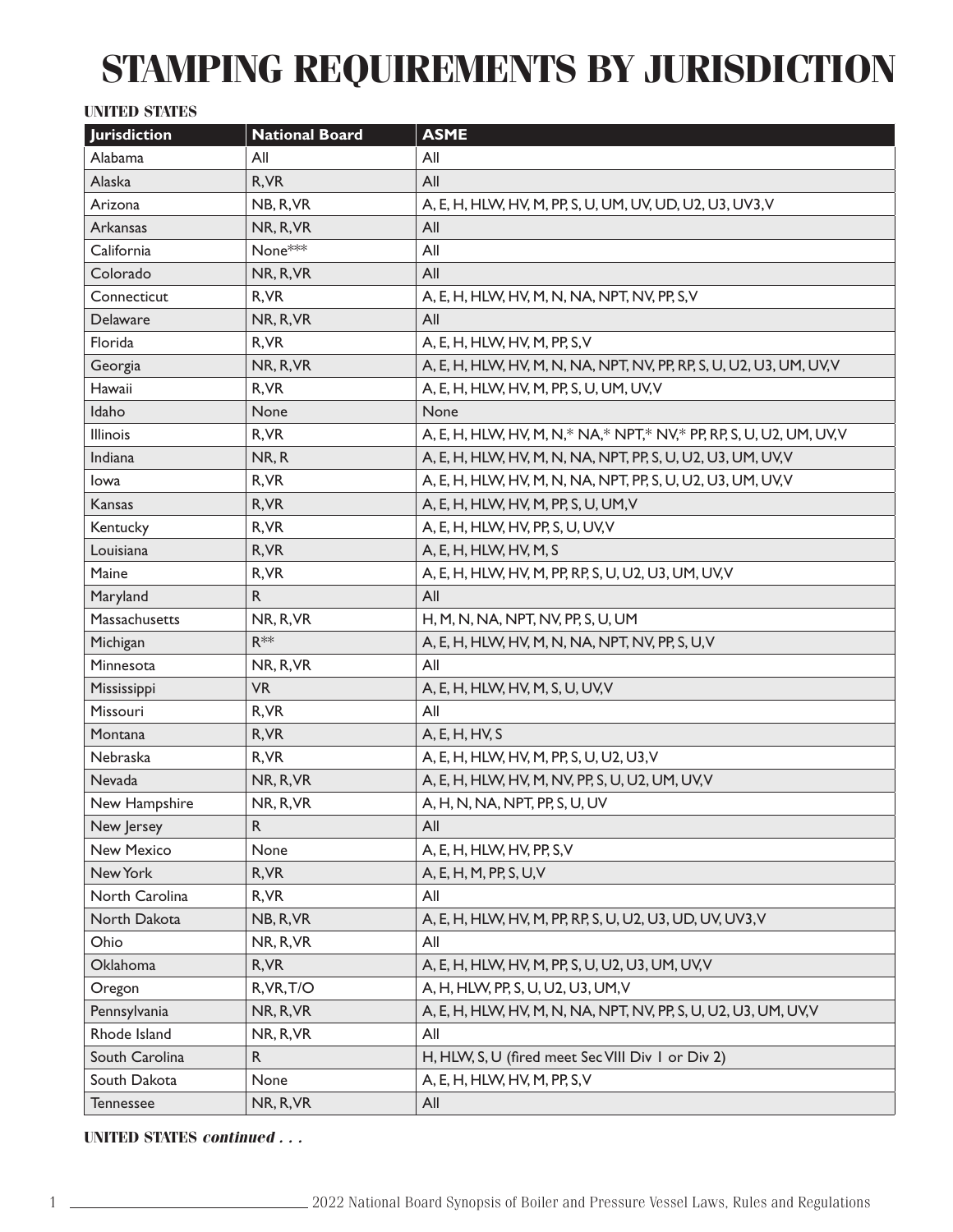# STAMPING REQUIREMENTS BY JURISDICTION

UNITED STATES

| Jurisdiction | National Board | ASME |
|---|---|---|
| Alabama | All | All |
| Alaska | R, VR | All |
| Arizona | NB, R, VR | A, E, H, HLW, HV, M, PP, S, U, UM, UV, UD, U2, U3, UV3, V |
| Arkansas | NR, R, VR | All |
| California | None*** | All |
| Colorado | NR, R, VR | All |
| Connecticut | R, VR | A, E, H, HLW, HV, M, N, NA, NPT, NV, PP, S, V |
| Delaware | NR, R, VR | All |
| Florida | R, VR | A, E, H, HLW, HV, M, PP, S, V |
| Georgia | NR, R, VR | A, E, H, HLW, HV, M, N, NA, NPT, NV, PP, RP, S, U, U2, U3, UM, UV, V |
| Hawaii | R, VR | A, E, H, HLW, HV, M, PP, S, U, UM, UV, V |
| Idaho | None | None |
| Illinois | R, VR | A, E, H, HLW, HV, M, N,* NA,* NPT,* NV,* PP, RP, S, U, U2, UM, UV, V |
| Indiana | NR, R | A, E, H, HLW, HV, M, N, NA, NPT, PP, S, U, U2, U3, UM, UV, V |
| Iowa | R, VR | A, E, H, HLW, HV, M, N, NA, NPT, PP, S, U, U2, U3, UM, UV, V |
| Kansas | R, VR | A, E, H, HLW, HV, M, PP, S, U, UM, V |
| Kentucky | R, VR | A, E, H, HLW, HV, PP, S, U, UV, V |
| Louisiana | R, VR | A, E, H, HLW, HV, M, S |
| Maine | R, VR | A, E, H, HLW, HV, M, PP, RP, S, U, U2, U3, UM, UV, V |
| Maryland | R | All |
| Massachusetts | NR, R, VR | H, M, N, NA, NPT, NV, PP, S, U, UM |
| Michigan | R** | A, E, H, HLW, HV, M, N, NA, NPT, NV, PP, S, U, V |
| Minnesota | NR, R, VR | All |
| Mississippi | VR | A, E, H, HLW, HV, M, S, U, UV, V |
| Missouri | R, VR | All |
| Montana | R, VR | A, E, H, HV, S |
| Nebraska | R, VR | A, E, H, HLW, HV, M, PP, S, U, U2, U3, V |
| Nevada | NR, R, VR | A, E, H, HLW, HV, M, NV, PP, S, U, U2, UM, UV, V |
| New Hampshire | NR, R, VR | A, H, N, NA, NPT, PP, S, U, UV |
| New Jersey | R | All |
| New Mexico | None | A, E, H, HLW, HV, PP, S, V |
| New York | R, VR | A, E, H, M, PP, S, U, V |
| North Carolina | R, VR | All |
| North Dakota | NB, R, VR | A, E, H, HLW, HV, M, PP, RP, S, U, U2, U3, UD, UV, UV3, V |
| Ohio | NR, R, VR | All |
| Oklahoma | R, VR | A, E, H, HLW, HV, M, PP, S, U, U2, U3, UM, UV, V |
| Oregon | R, VR, T/O | A, H, HLW, PP, S, U, U2, U3, UM, V |
| Pennsylvania | NR, R, VR | A, E, H, HLW, HV, M, N, NA, NPT, NV, PP, S, U, U2, U3, UM, UV, V |
| Rhode Island | NR, R, VR | All |
| South Carolina | R | H, HLW, S, U (fired meet Sec VIII Div 1 or Div 2) |
| South Dakota | None | A, E, H, HLW, HV, M, PP, S, V |
| Tennessee | NR, R, VR | All |

UNITED STATES *continued . . .*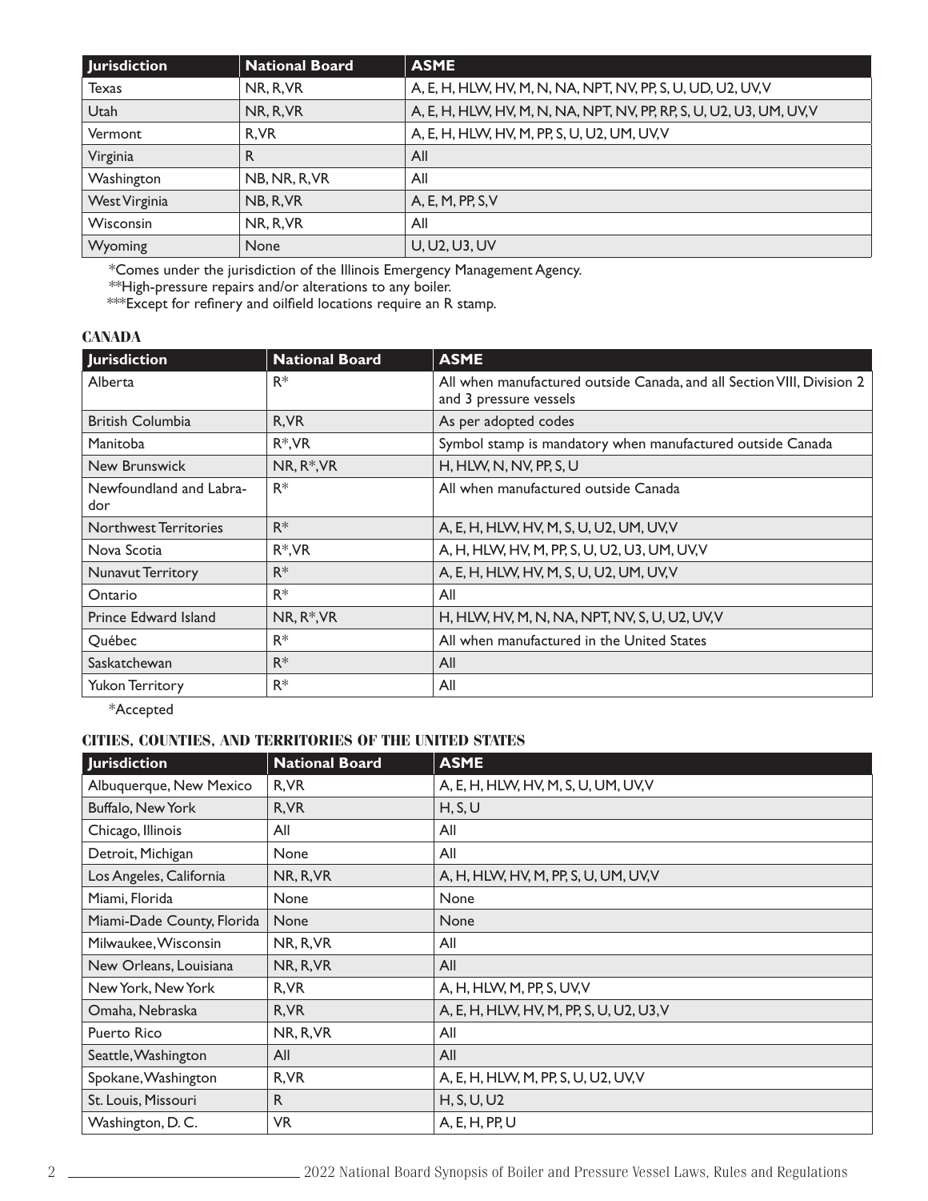| Jurisdiction | National Board | ASME |
|---|---|---|
| Texas | NR, R, VR | A, E, H, HLW, HV, M, N, NA, NPT, NV, PP, S, U, UD, U2, UV, V |
| Utah | NR, R, VR | A, E, H, HLW, HV, M, N, NA, NPT, NV, PP, RP, S, U, U2, U3, UM, UV, V |
| Vermont | R, VR | A, E, H, HLW, HV, M, PP, S, U, U2, UM, UV, V |
| Virginia | R | All |
| Washington | NB, NR, R, VR | All |
| West Virginia | NB, R, VR | A, E, M, PP, S, V |
| Wisconsin | NR, R, VR | All |
| Wyoming | None | U, U2, U3, UV |

*Comes under the jurisdiction of the Illinois Emergency Management Agency.
**High-pressure repairs and/or alterations to any boiler.
***Except for refinery and oilfield locations require an R stamp.

## CANADA

| Jurisdiction | National Board | ASME |
|---|---|---|
| Alberta | R* | All when manufactured outside Canada, and all Section VIII, Division 2 and 3 pressure vessels |
| British Columbia | R, VR | As per adopted codes |
| Manitoba | R*, VR | Symbol stamp is mandatory when manufactured outside Canada |
| New Brunswick | NR, R*, VR | H, HLW, N, NV, PP, S, U |
| Newfoundland and Labrador | R* | All when manufactured outside Canada |
| Northwest Territories | R* | A, E, H, HLW, HV, M, S, U, U2, UM, UV, V |
| Nova Scotia | R*, VR | A, H, HLW, HV, M, PP, S, U, U2, U3, UM, UV, V |
| Nunavut Territory | R* | A, E, H, HLW, HV, M, S, U, U2, UM, UV, V |
| Ontario | R* | All |
| Prince Edward Island | NR, R*, VR | H, HLW, HV, M, N, NA, NPT, NV, S, U, U2, UV, V |
| Québec | R* | All when manufactured in the United States |
| Saskatchewan | R* | All |
| Yukon Territory | R* | All |

*Accepted

## CITIES, COUNTIES, AND TERRITORIES OF THE UNITED STATES

| Jurisdiction | National Board | ASME |
|---|---|---|
| Albuquerque, New Mexico | R, VR | A, E, H, HLW, HV, M, S, U, UM, UV, V |
| Buffalo, New York | R, VR | H, S, U |
| Chicago, Illinois | All | All |
| Detroit, Michigan | None | All |
| Los Angeles, California | NR, R, VR | A, H, HLW, HV, M, PP, S, U, UM, UV, V |
| Miami, Florida | None | None |
| Miami-Dade County, Florida | None | None |
| Milwaukee, Wisconsin | NR, R, VR | All |
| New Orleans, Louisiana | NR, R, VR | All |
| New York, New York | R, VR | A, H, HLW, M, PP, S, UV, V |
| Omaha, Nebraska | R, VR | A, E, H, HLW, HV, M, PP, S, U, U2, U3, V |
| Puerto Rico | NR, R, VR | All |
| Seattle, Washington | All | All |
| Spokane, Washington | R, VR | A, E, H, HLW, M, PP, S, U, U2, UV, V |
| St. Louis, Missouri | R | H, S, U, U2 |
| Washington, D. C. | VR | A, E, H, PP, U |